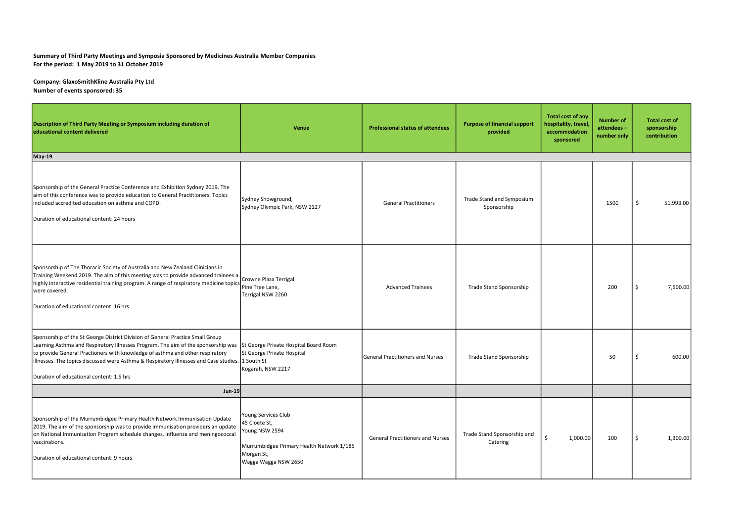**Summary of Third Party Meetings and Symposia Sponsored by Medicines Australia Member Companies**
**For the period: 1 May 2019 to 31 October 2019**

**Company: GlaxoSmithKline Australia Pty Ltd**
**Number of events sponsored: 35**

| Description of Third Party Meeting or Symposium including duration of educational content delivered | Venue | Professional status of attendees | Purpose of financial support provided | Total cost of any hospitality, travel, accommodation sponsored | Number of attendees – number only | Total cost of sponsorship contribution |
|---|---|---|---|---|---|---|
| **May-19** | | | | | | |
| Sponsorship of the General Practice Conference and Exhibition Sydney 2019. The aim of this conference was to provide education to General Practitioners. Topics included accredited education on asthma and COPD.<br><br>Duration of educational content: 24 hours | Sydney Showground,<br>Sydney Olympic Park, NSW 2127 | General Practitioners | Trade Stand and Symposium Sponsorship | | 1500 | $ 51,993.00 |
| Sponsorship of The Thoracic Society of Australia and New Zealand Clinicians in Training Weekend 2019. The aim of this meeting was to provide advanced trainees a highly interactive residential training program. A range of respiratory medicine topics were covered.<br><br>Duration of educational content: 16 hrs | Crowne Plaza Terrigal<br>Pine Tree Lane,<br>Terrigal NSW 2260 | Advanced Trainees | Trade Stand Sponsorship | | 200 | $ 7,500.00 |
| Sponsorship of the St George District Division of General Practice Small Group Learning Asthma and Respiratory Illnesses Program. The aim of the sponsorship was to provide General Practioners with knowledge of asthma and other respiratory illnesses. The topics discussed were Asthma & Respiratory Illnesses and Case studies.<br><br>Duration of educational content: 1.5 hrs | St George Private Hospital Board Room<br>St George Private Hospital<br>1 South St<br>Kogarah, NSW 2217 | General Practitioners and Nurses | Trade Stand Sponsorship | | 50 | $ 600.00 |
| **Jun-19** | | | | | | |
| Sponsorship of the Murrumbidgee Primary Health Network Immunisation Update 2019. The aim of the sponsorship was to provide immunisation providers an update on National Immunisation Program schedule changes, influenza and meningococcal vaccinations.<br><br>Duration of educational content: 9 hours | Young Services Club<br>45 Cloete St,<br>Young NSW 2594<br><br>Murrumbidgee Primary Health Network 1/185 Morgan St,<br>Wagga Wagga NSW 2650 | General Practitioners and Nurses | Trade Stand Sponsorship and Catering | $ 1,000.00 | 100 | $ 1,300.00 |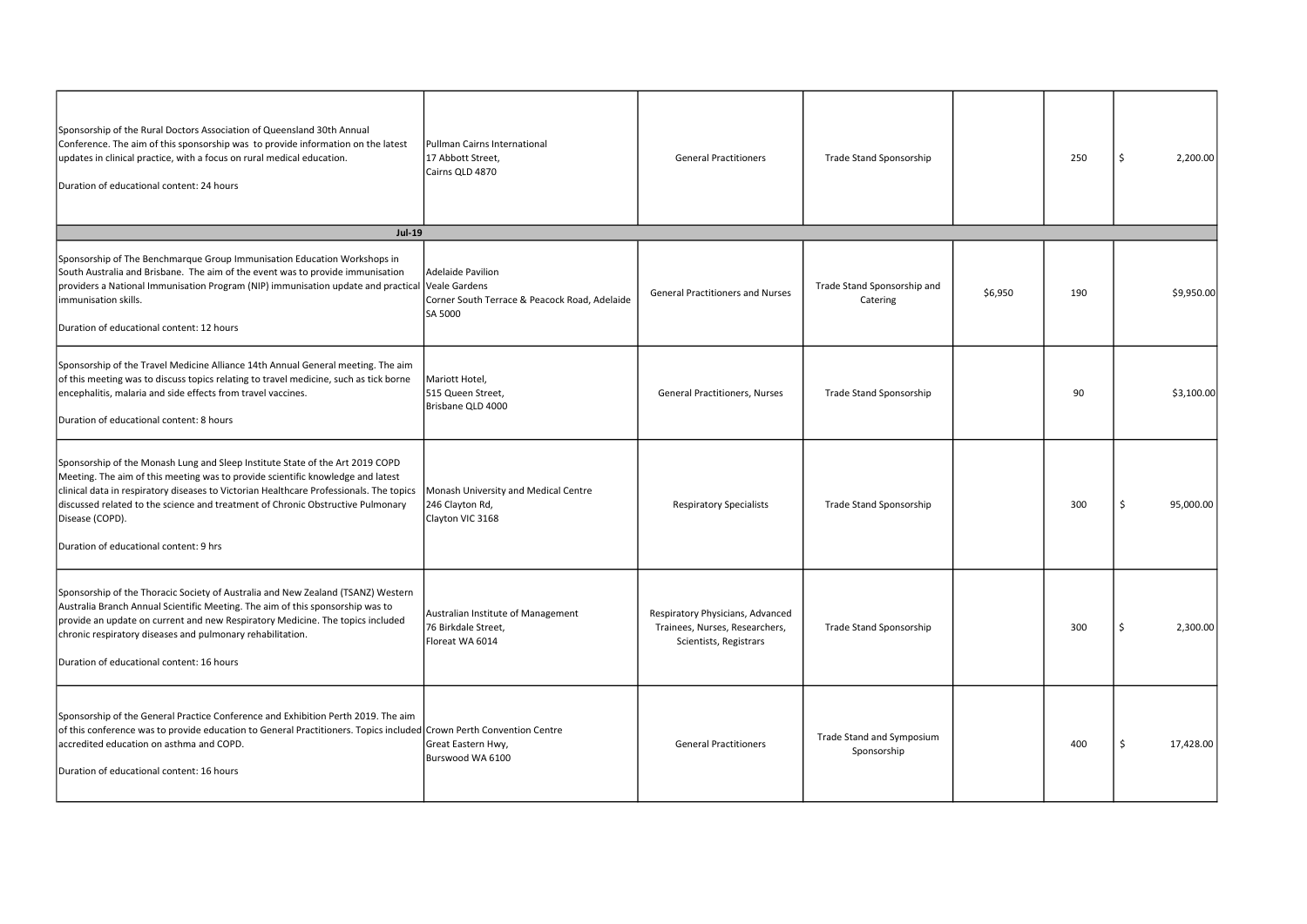| | | | | | | |
|---|---|---|---|---|---|---|
| Sponsorship of the Rural Doctors Association of Queensland 30th Annual Conference. The aim of this sponsorship was to provide information on the latest updates in clinical practice, with a focus on rural medical education.<br><br>Duration of educational content: 24 hours | Pullman Cairns International<br>17 Abbott Street,<br>Cairns QLD 4870 | General Practitioners | Trade Stand Sponsorship | | 250 | $ 2,200.00 |
| **Jul-19** | | | | | | |
| Sponsorship of The Benchmarque Group Immunisation Education Workshops in South Australia and Brisbane. The aim of the event was to provide immunisation providers a National Immunisation Program (NIP) immunisation update and practical immunisation skills.<br><br>Duration of educational content: 12 hours | Adelaide Pavilion<br>Veale Gardens<br>Corner South Terrace & Peacock Road, Adelaide SA 5000 | General Practitioners and Nurses | Trade Stand Sponsorship and Catering | $6,950 | 190 | $9,950.00 |
| Sponsorship of the Travel Medicine Alliance 14th Annual General meeting. The aim of this meeting was to discuss topics relating to travel medicine, such as tick borne encephalitis, malaria and side effects from travel vaccines.<br><br>Duration of educational content: 8 hours | Mariott Hotel,<br>515 Queen Street,<br>Brisbane QLD 4000 | General Practitioners, Nurses | Trade Stand Sponsorship | | 90 | $3,100.00 |
| Sponsorship of the Monash Lung and Sleep Institute State of the Art 2019 COPD Meeting. The aim of this meeting was to provide scientific knowledge and latest clinical data in respiratory diseases to Victorian Healthcare Professionals. The topics discussed related to the science and treatment of Chronic Obstructive Pulmonary Disease (COPD).<br><br>Duration of educational content: 9 hrs | Monash University and Medical Centre<br>246 Clayton Rd,<br>Clayton VIC 3168 | Respiratory Specialists | Trade Stand Sponsorship | | 300 | $ 95,000.00 |
| Sponsorship of the Thoracic Society of Australia and New Zealand (TSANZ) Western Australia Branch Annual Scientific Meeting. The aim of this sponsorship was to provide an update on current and new Respiratory Medicine. The topics included chronic respiratory diseases and pulmonary rehabilitation.<br><br>Duration of educational content: 16 hours | Australian Institute of Management<br>76 Birkdale Street,<br>Floreat WA 6014 | Respiratory Physicians, Advanced Trainees, Nurses, Researchers, Scientists, Registrars | Trade Stand Sponsorship | | 300 | $ 2,300.00 |
| Sponsorship of the General Practice Conference and Exhibition Perth 2019. The aim of this conference was to provide education to General Practitioners. Topics included accredited education on asthma and COPD.<br><br>Duration of educational content: 16 hours | Crown Perth Convention Centre<br>Great Eastern Hwy,<br>Burswood WA 6100 | General Practitioners | Trade Stand and Symposium Sponsorship | | 400 | $ 17,428.00 |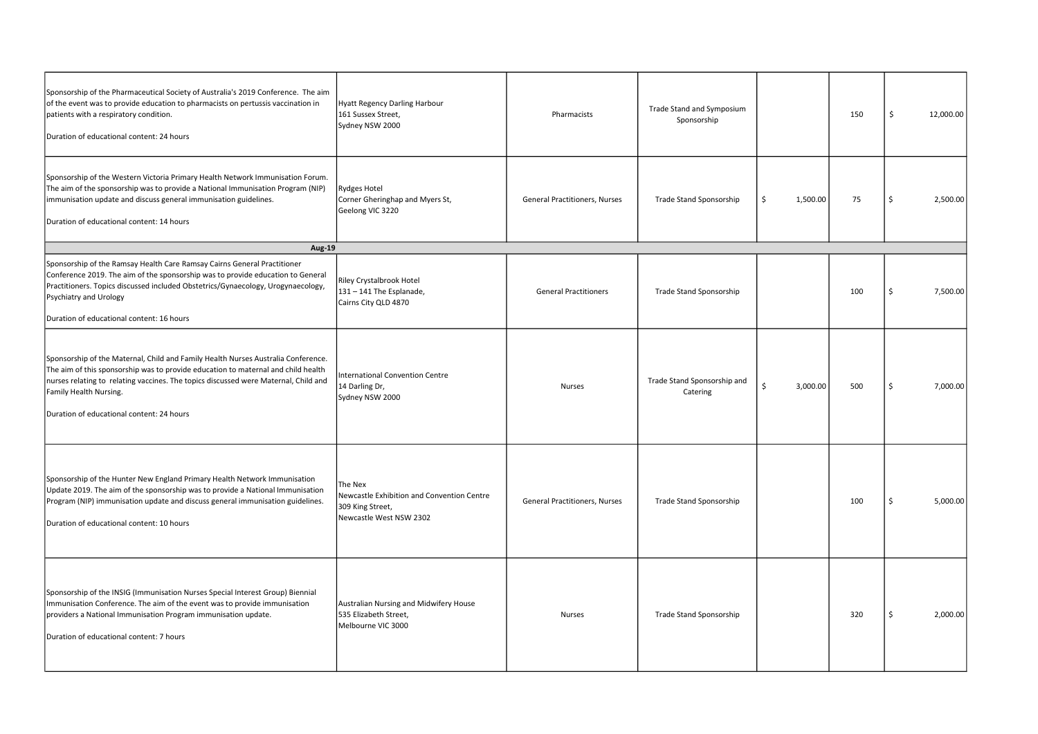| | | | | | | |
|---|---|---|---|---|---|---|
| Sponsorship of the Pharmaceutical Society of Australia's 2019 Conference. The aim of the event was to provide education to pharmacists on pertussis vaccination in patients with a respiratory condition.<br><br>Duration of educational content: 24 hours | Hyatt Regency Darling Harbour<br>161 Sussex Street,<br>Sydney NSW 2000 | Pharmacists | Trade Stand and Symposium Sponsorship | | 150 | $ 12,000.00 |
| Sponsorship of the Western Victoria Primary Health Network Immunisation Forum. The aim of the sponsorship was to provide a National Immunisation Program (NIP) immunisation update and discuss general immunisation guidelines.<br><br>Duration of educational content: 14 hours | Rydges Hotel<br>Corner Gheringhap and Myers St,<br>Geelong VIC 3220 | General Practitioners, Nurses | Trade Stand Sponsorship | $ 1,500.00 | 75 | $ 2,500.00 |
| **Aug-19** | | | | | | |
| Sponsorship of the Ramsay Health Care Ramsay Cairns General Practitioner Conference 2019. The aim of the sponsorship was to provide education to General Practitioners. Topics discussed included Obstetrics/Gynaecology, Urogynaecology, Psychiatry and Urology<br><br>Duration of educational content: 16 hours | Riley Crystalbrook Hotel<br>131 – 141 The Esplanade,<br>Cairns City QLD 4870 | General Practitioners | Trade Stand Sponsorship | | 100 | $ 7,500.00 |
| Sponsorship of the Maternal, Child and Family Health Nurses Australia Conference. The aim of this sponsorship was to provide education to maternal and child health nurses relating to relating vaccines. The topics discussed were Maternal, Child and Family Health Nursing.<br><br>Duration of educational content: 24 hours | International Convention Centre<br>14 Darling Dr,<br>Sydney NSW 2000 | Nurses | Trade Stand Sponsorship and Catering | $ 3,000.00 | 500 | $ 7,000.00 |
| Sponsorship of the Hunter New England Primary Health Network Immunisation Update 2019. The aim of the sponsorship was to provide a National Immunisation Program (NIP) immunisation update and discuss general immunisation guidelines.<br><br>Duration of educational content: 10 hours | The Nex<br>Newcastle Exhibition and Convention Centre<br>309 King Street,<br>Newcastle West NSW 2302 | General Practitioners, Nurses | Trade Stand Sponsorship | | 100 | $ 5,000.00 |
| Sponsorship of the INSIG (Immunisation Nurses Special Interest Group) Biennial Immunisation Conference. The aim of the event was to provide immunisation providers a National Immunisation Program immunisation update.<br><br>Duration of educational content: 7 hours | Australian Nursing and Midwifery House<br>535 Elizabeth Street,<br>Melbourne VIC 3000 | Nurses | Trade Stand Sponsorship | | 320 | $ 2,000.00 |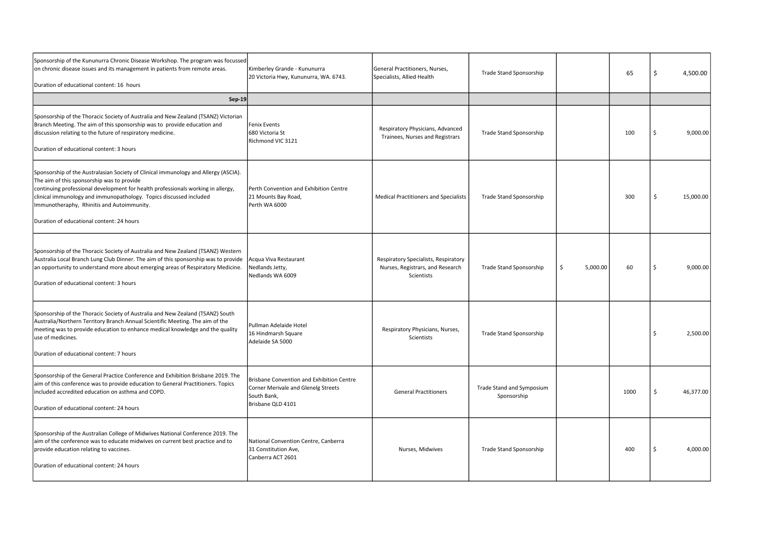| | | | | | | |
|---|---|---|---|---|---|---|
| Sponsorship of the Kununurra Chronic Disease Workshop. The program was focussed on chronic disease issues and its management in patients from remote areas.<br><br>Duration of educational content: 16 hours | Kimberley Grande - Kununurra<br>20 Victoria Hwy, Kununurra, WA. 6743. | General Practitioners, Nurses, Specialists, Allied Health | Trade Stand Sponsorship | | 65 | $ 4,500.00 |
| **Sep-19** | | | | | | |
| Sponsorship of the Thoracic Society of Australia and New Zealand (TSANZ) Victorian Branch Meeting. The aim of this sponsorship was to provide education and discussion relating to the future of respiratory medicine.<br><br>Duration of educational content: 3 hours | Fenix Events<br>680 Victoria St<br>Richmond VIC 3121 | Respiratory Physicians, Advanced Trainees, Nurses and Registrars | Trade Stand Sponsorship | | 100 | $ 9,000.00 |
| Sponsorship of the Australasian Society of Clinical immunology and Allergy (ASCIA). The aim of this sponsorship was to provide continuing professional development for health professionals working in allergy, clinical immunology and immunopathology. Topics discussed included Immunotheraphy, Rhinitis and Autoimmunity.<br><br>Duration of educational content: 24 hours | Perth Convention and Exhibition Centre<br>21 Mounts Bay Road,<br>Perth WA 6000 | Medical Practitioners and Specialists | Trade Stand Sponsorship | | 300 | $ 15,000.00 |
| Sponsorship of the Thoracic Society of Australia and New Zealand (TSANZ) Western Australia Local Branch Lung Club Dinner. The aim of this sponsorship was to provide an opportunity to understand more about emerging areas of Respiratory Medicine.<br><br>Duration of educational content: 3 hours | Acqua Viva Restaurant<br>Nedlands Jetty,<br>Nedlands WA 6009 | Respiratory Specialists, Respiratory Nurses, Registrars, and Research Scientists | Trade Stand Sponsorship | $ 5,000.00 | 60 | $ 9,000.00 |
| Sponsorship of the Thoracic Society of Australia and New Zealand (TSANZ) South Australia/Northern Territory Branch Annual Scientific Meeting. The aim of the meeting was to provide education to enhance medical knowledge and the quality use of medicines.<br><br>Duration of educational content: 7 hours | Pullman Adelaide Hotel<br>16 Hindmarsh Square<br>Adelaide SA 5000 | Respiratory Physicians, Nurses, Scientists | Trade Stand Sponsorship | | | $ 2,500.00 |
| Sponsorship of the General Practice Conference and Exhibition Brisbane 2019. The aim of this conference was to provide education to General Practitioners. Topics included accredited education on asthma and COPD.<br><br>Duration of educational content: 24 hours | Brisbane Convention and Exhibition Centre<br>Corner Merivale and Glenelg Streets<br>South Bank,<br>Brisbane QLD 4101 | General Practitioners | Trade Stand and Symposium Sponsorship | | 1000 | $ 46,377.00 |
| Sponsorship of the Australian College of Midwives National Conference 2019. The aim of the conference was to educate midwives on current best practice and to provide education relating to vaccines.<br><br>Duration of educational content: 24 hours | National Convention Centre, Canberra<br>31 Constitution Ave,<br>Canberra ACT 2601 | Nurses, Midwives | Trade Stand Sponsorship | | 400 | $ 4,000.00 |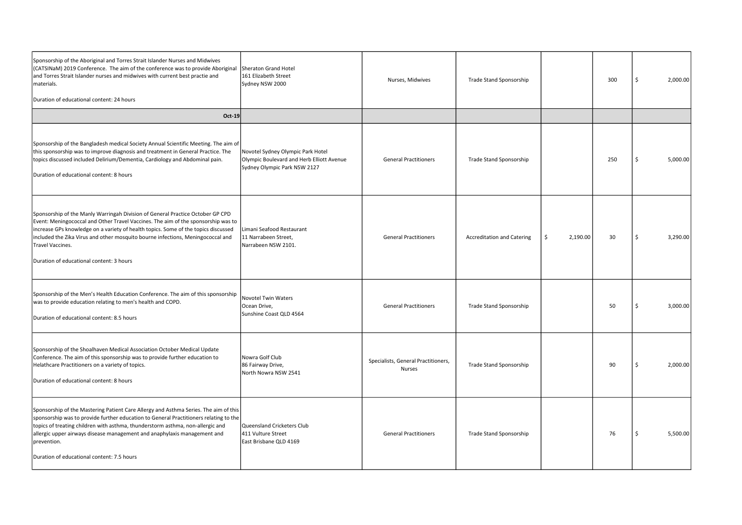| | | | | | | |
|---|---|---|---|---|---|---|
| Sponsorship of the Aboriginal and Torres Strait Islander Nurses and Midwives (CATSINaM) 2019 Conference. The aim of the conference was to provide Aboriginal and Torres Strait Islander nurses and midwives with current best practie and materials.<br><br>Duration of educational content: 24 hours | Sheraton Grand Hotel<br>161 Elizabeth Street<br>Sydney NSW 2000 | Nurses, Midwives | Trade Stand Sponsorship | | 300 | $ 2,000.00 |
| **Oct-19** | | | | | | |
| Sponsorship of the Bangladesh medical Society Annual Scientific Meeting. The aim of this sponsorship was to improve diagnosis and treatment in General Practice. The topics discussed included Delirium/Dementia, Cardiology and Abdominal pain.<br><br>Duration of educational content: 8 hours | Novotel Sydney Olympic Park Hotel<br>Olympic Boulevard and Herb Elliott Avenue<br>Sydney Olympic Park NSW 2127 | General Practitioners | Trade Stand Sponsorship | | 250 | $ 5,000.00 |
| Sponsorship of the Manly Warringah Division of General Practice October GP CPD Event: Meningococcal and Other Travel Vaccines. The aim of the sponsorship was to increase GPs knowledge on a variety of health topics. Some of the topics discussed included the Zika Virus and other mosquito bourne infections, Meningococcal and Travel Vaccines.<br><br>Duration of educational content: 3 hours | Limani Seafood Restaurant<br>11 Narrabeen Street,<br>Narrabeen NSW 2101. | General Practitioners | Accreditation and Catering | $ 2,190.00 | 30 | $ 3,290.00 |
| Sponsorship of the Men's Health Education Conference. The aim of this sponsorship was to provide education relating to men's health and COPD.<br><br>Duration of educational content: 8.5 hours | Novotel Twin Waters<br>Ocean Drive,<br>Sunshine Coast QLD 4564 | General Practitioners | Trade Stand Sponsorship | | 50 | $ 3,000.00 |
| Sponsorship of the Shoalhaven Medical Association October Medical Update Conference. The aim of this sponsorship was to provide further education to Helathcare Practitioners on a variety of topics.<br><br>Duration of educational content: 8 hours | Nowra Golf Club<br>86 Fairway Drive,<br>North Nowra NSW 2541 | Specialists, General Practitioners, Nurses | Trade Stand Sponsorship | | 90 | $ 2,000.00 |
| Sponsorship of the Mastering Patient Care Allergy and Asthma Series. The aim of this sponsorship was to provide further education to General Practitioners relating to the topics of treating children with asthma, thunderstorm asthma, non-allergic and allergic upper airways disease management and anaphylaxis management and prevention.<br><br>Duration of educational content: 7.5 hours | Queensland Cricketers Club<br>411 Vulture Street<br>East Brisbane QLD 4169 | General Practitioners | Trade Stand Sponsorship | | 76 | $ 5,500.00 |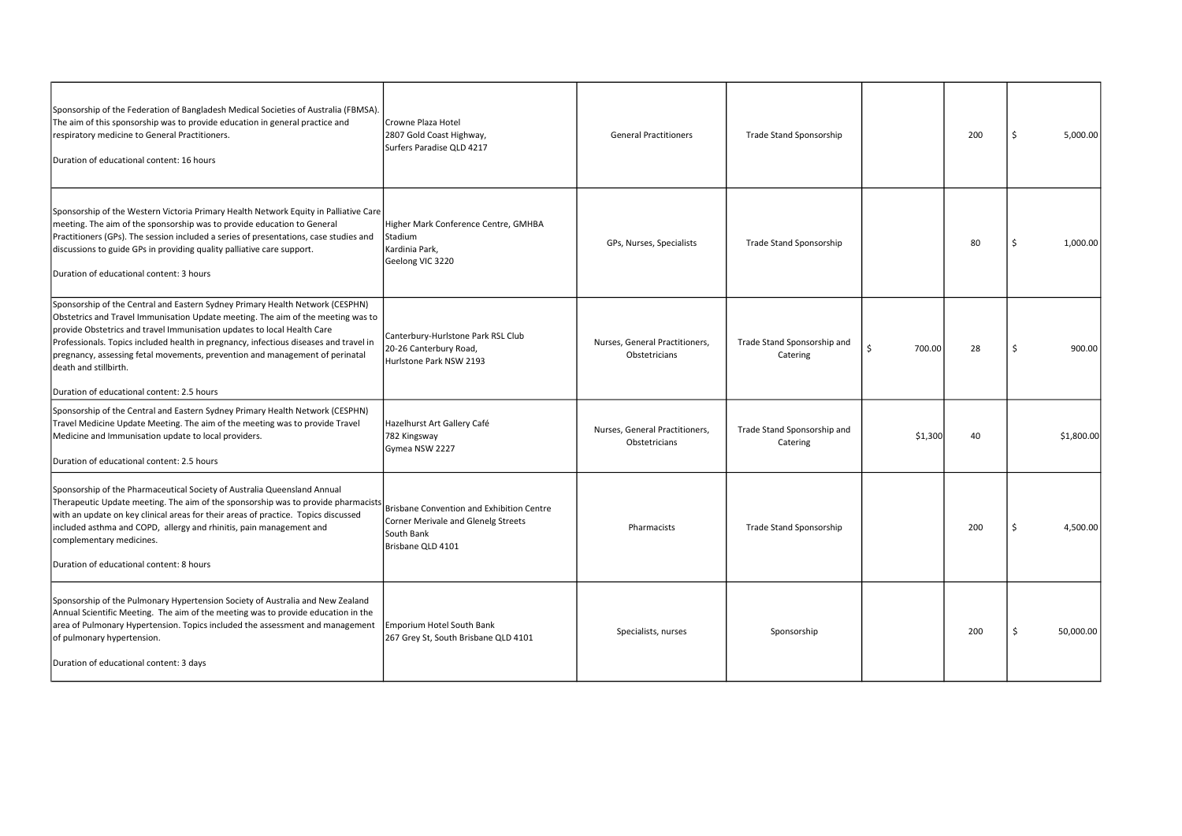| | | | | | | |
|---|---|---|---|---|---|---|
| Sponsorship of the Federation of Bangladesh Medical Societies of Australia (FBMSA). The aim of this sponsorship was to provide education in general practice and respiratory medicine to General Practitioners.<br><br>Duration of educational content: 16 hours | Crowne Plaza Hotel<br>2807 Gold Coast Highway,<br>Surfers Paradise QLD 4217 | General Practitioners | Trade Stand Sponsorship | | 200 | $ 5,000.00 |
| Sponsorship of the Western Victoria Primary Health Network Equity in Palliative Care meeting. The aim of the sponsorship was to provide education to General Practitioners (GPs). The session included a series of presentations, case studies and discussions to guide GPs in providing quality palliative care support.<br><br>Duration of educational content: 3 hours | Higher Mark Conference Centre, GMHBA Stadium<br>Kardinia Park,<br>Geelong VIC 3220 | GPs, Nurses, Specialists | Trade Stand Sponsorship | | 80 | $ 1,000.00 |
| Sponsorship of the Central and Eastern Sydney Primary Health Network (CESPHN) Obstetrics and Travel Immunisation Update meeting. The aim of the meeting was to provide Obstetrics and travel Immunisation updates to local Health Care Professionals. Topics included health in pregnancy, infectious diseases and travel in pregnancy, assessing fetal movements, prevention and management of perinatal death and stillbirth.<br><br>Duration of educational content: 2.5 hours | Canterbury-Hurlstone Park RSL Club<br>20-26 Canterbury Road,<br>Hurlstone Park NSW 2193 | Nurses, General Practitioners, Obstetricians | Trade Stand Sponsorship and Catering | $ 700.00 | 28 | $ 900.00 |
| Sponsorship of the Central and Eastern Sydney Primary Health Network (CESPHN) Travel Medicine Update Meeting. The aim of the meeting was to provide Travel Medicine and Immunisation update to local providers.<br><br>Duration of educational content: 2.5 hours | Hazelhurst Art Gallery Café<br>782 Kingsway<br>Gymea NSW 2227 | Nurses, General Practitioners, Obstetricians | Trade Stand Sponsorship and Catering | $1,300 | 40 | $1,800.00 |
| Sponsorship of the Pharmaceutical Society of Australia Queensland Annual Therapeutic Update meeting. The aim of the sponsorship was to provide pharmacists with an update on key clinical areas for their areas of practice. Topics discussed included asthma and COPD, allergy and rhinitis, pain management and complementary medicines.<br><br>Duration of educational content: 8 hours | Brisbane Convention and Exhibition Centre<br>Corner Merivale and Glenelg Streets<br>South Bank<br>Brisbane QLD 4101 | Pharmacists | Trade Stand Sponsorship | | 200 | $ 4,500.00 |
| Sponsorship of the Pulmonary Hypertension Society of Australia and New Zealand Annual Scientific Meeting. The aim of the meeting was to provide education in the area of Pulmonary Hypertension. Topics included the assessment and management of pulmonary hypertension.<br><br>Duration of educational content: 3 days | Emporium Hotel South Bank<br>267 Grey St, South Brisbane QLD 4101 | Specialists, nurses | Sponsorship | | 200 | $ 50,000.00 |